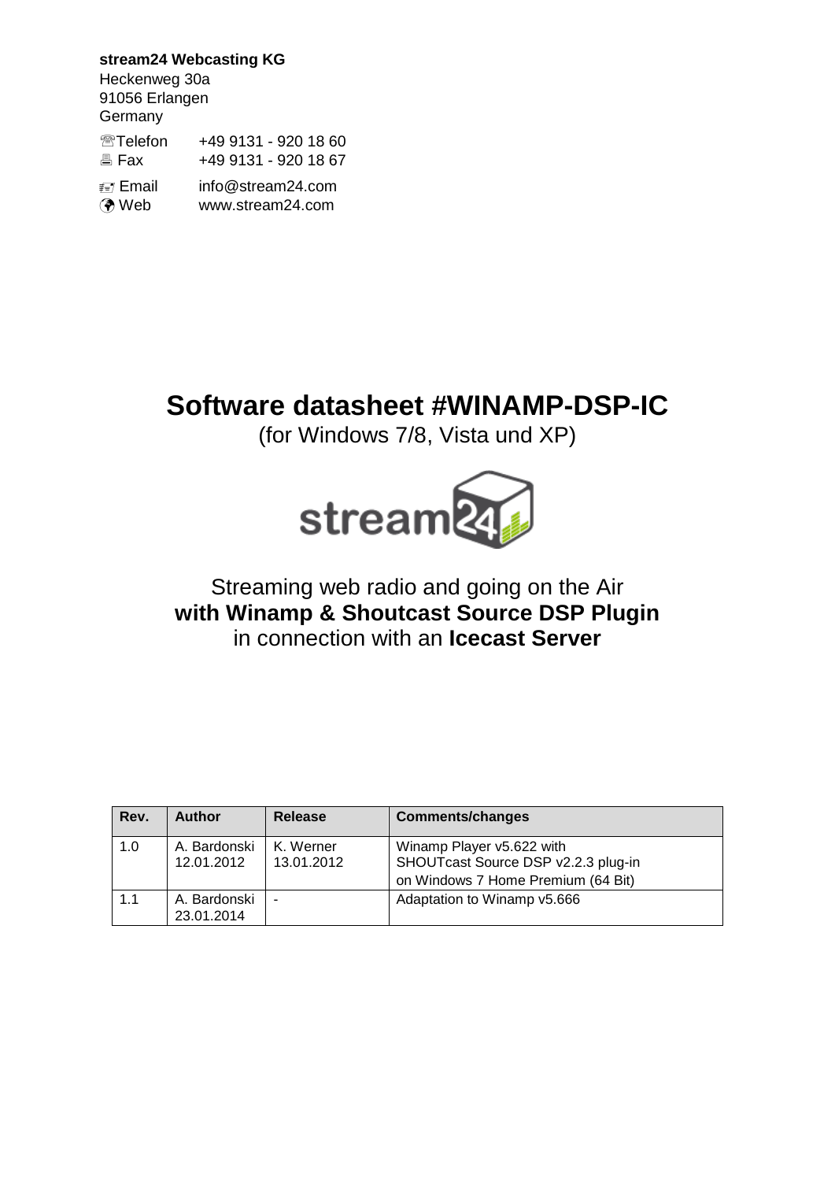**stream24 Webcasting KG**
Heckenweg 30a
91056 Erlangen
Germany

| | |
|---|---|
| ☏Telefon | +49 9131 - 920 18 60 |
| 🖷 Fax | +49 9131 - 920 18 67 |
| Email | info@stream24.com |
| Web | www.stream24.com |

# Software datasheet #WINAMP-DSP-IC

(for Windows 7/8, Vista und XP)

Streaming web radio and going on the Air
**with Winamp & Shoutcast Source DSP Plugin**
in connection with an **Icecast Server**

| Rev. | Author | Release | Comments/changes |
|---|---|---|---|
| 1.0 | A. Bardonski 12.01.2012 | K. Werner 13.01.2012 | Winamp Player v5.622 with SHOUTcast Source DSP v2.2.3 plug-in on Windows 7 Home Premium (64 Bit) |
| 1.1 | A. Bardonski 23.01.2014 | - | Adaptation to Winamp v5.666 |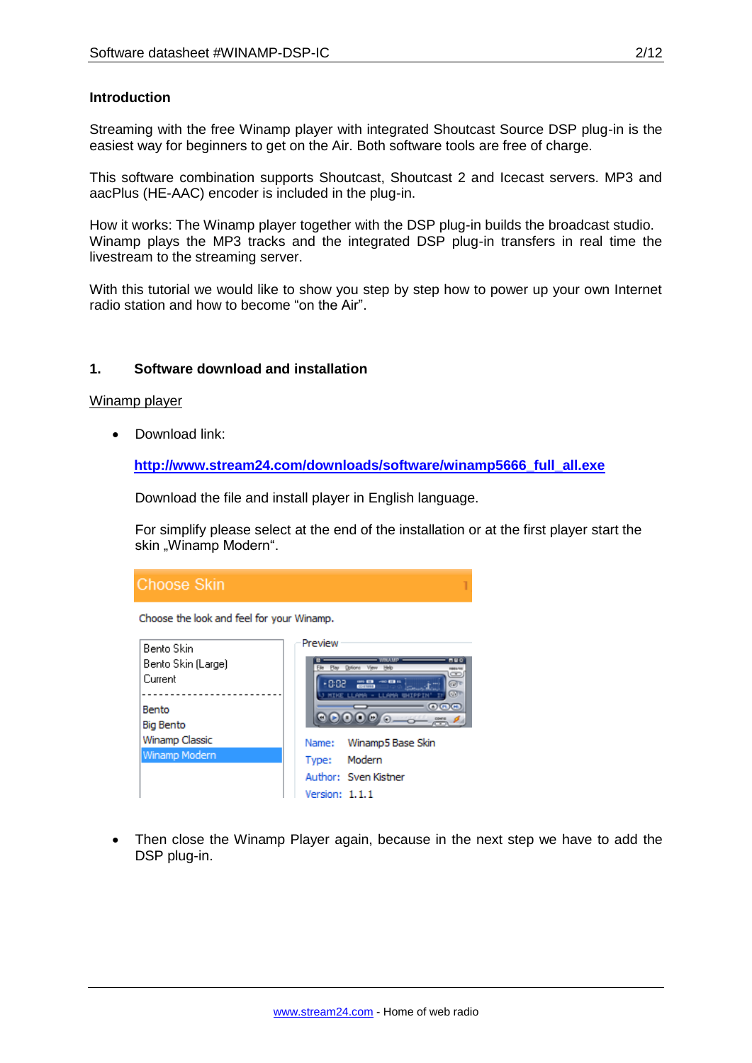**Introduction**

Streaming with the free Winamp player with integrated Shoutcast Source DSP plug-in is the easiest way for beginners to get on the Air. Both software tools are free of charge.

This software combination supports Shoutcast, Shoutcast 2 and Icecast servers. MP3 and aacPlus (HE-AAC) encoder is included in the plug-in.

How it works: The Winamp player together with the DSP plug-in builds the broadcast studio. Winamp plays the MP3 tracks and the integrated DSP plug-in transfers in real time the livestream to the streaming server.

With this tutorial we would like to show you step by step how to power up your own Internet radio station and how to become "on the Air".

## 1. Software download and installation

Winamp player

- Download link:

  **http://www.stream24.com/downloads/software/winamp5666_full_all.exe**

  Download the file and install player in English language.

  For simplify please select at the end of the installation or at the first player start the skin „Winamp Modern".

- Then close the Winamp Player again, because in the next step we have to add the DSP plug-in.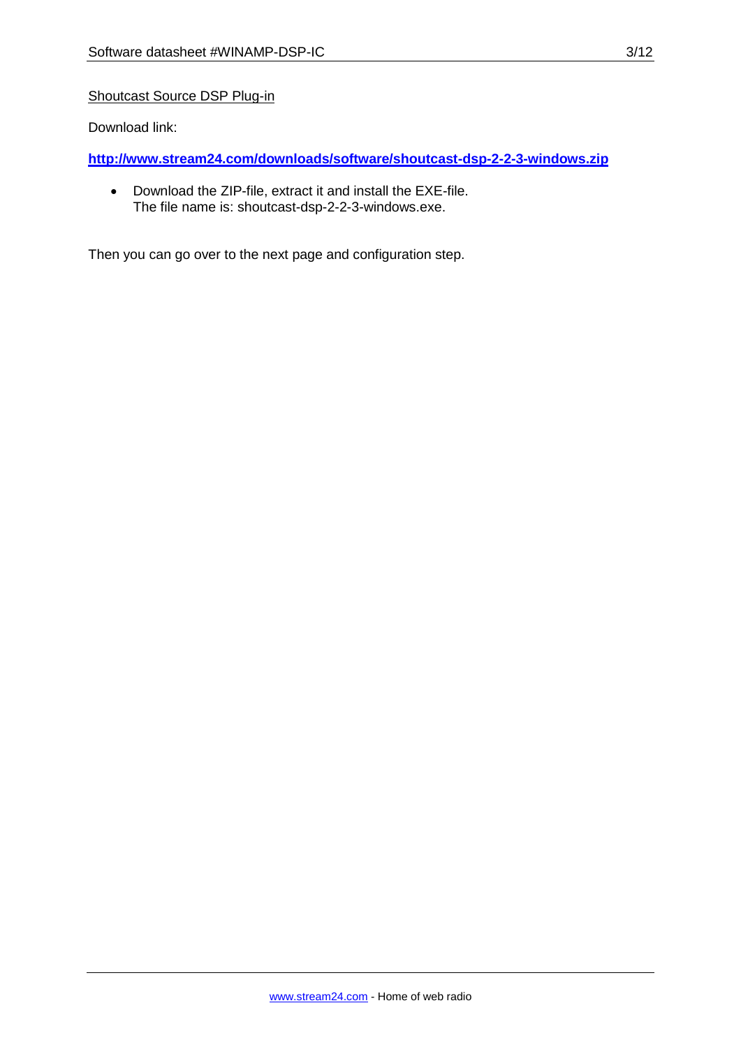Shoutcast Source DSP Plug-in

Download link:

**http://www.stream24.com/downloads/software/shoutcast-dsp-2-2-3-windows.zip**

- Download the ZIP-file, extract it and install the EXE-file.
  The file name is: shoutcast-dsp-2-2-3-windows.exe.

Then you can go over to the next page and configuration step.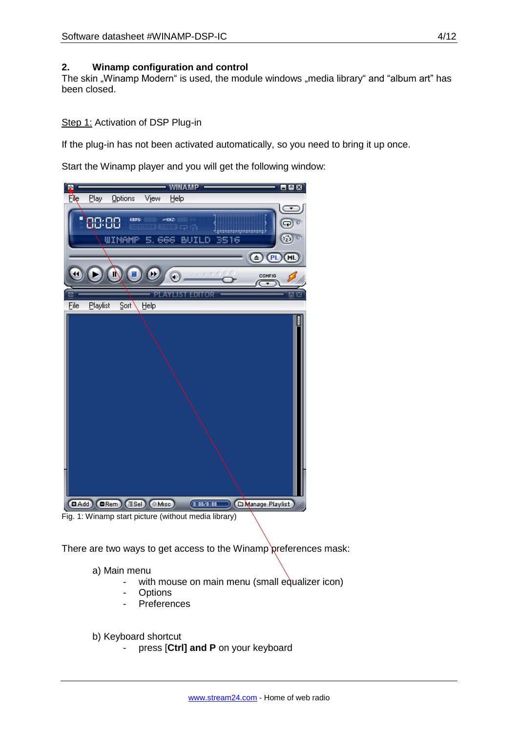## 2. Winamp configuration and control

The skin „Winamp Modern" is used, the module windows „media library" and "album art" has been closed.

Step 1: Activation of DSP Plug-in

If the plug-in has not been activated automatically, so you need to bring it up once.

Start the Winamp player and you will get the following window:

Fig. 1: Winamp start picture (without media library)

There are two ways to get access to the Winamp preferences mask:

a) Main menu
- with mouse on main menu (small equalizer icon)
- Options
- Preferences

b) Keyboard shortcut
- press **[Ctrl] and P** on your keyboard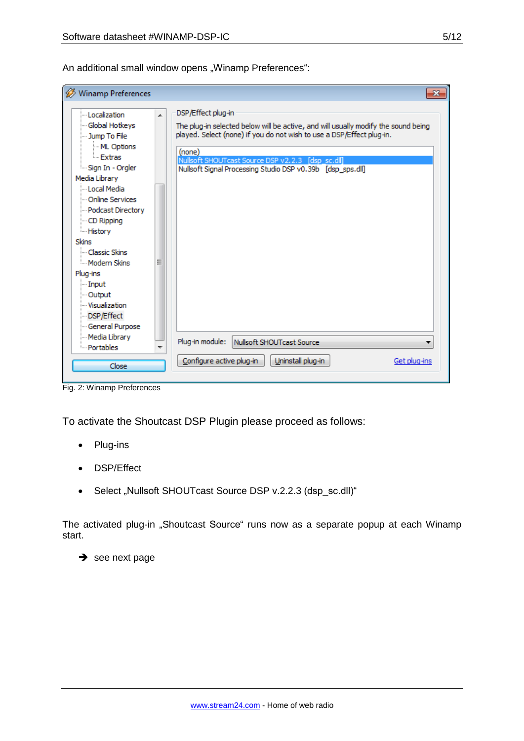An additional small window opens „Winamp Preferences“:

Fig. 2: Winamp Preferences

To activate the Shoutcast DSP Plugin please proceed as follows:

- Plug-ins
- DSP/Effect
- Select „Nullsoft SHOUTcast Source DSP v.2.2.3 (dsp_sc.dll)“

The activated plug-in „Shoutcast Source“ runs now as a separate popup at each Winamp start.

➔ see next page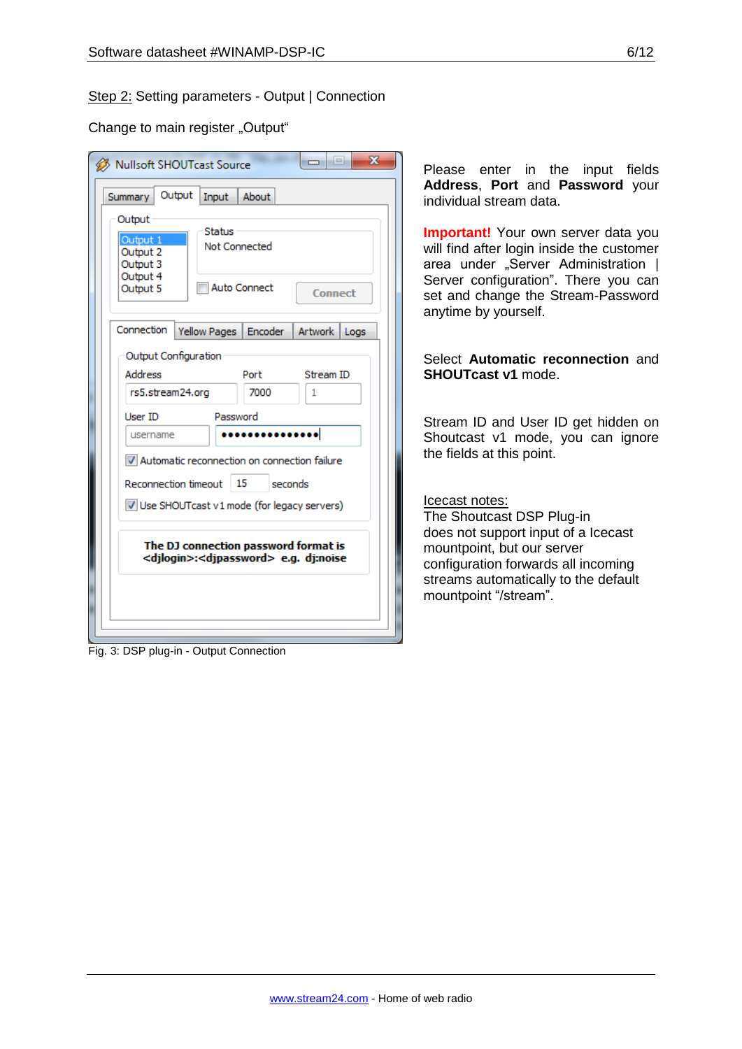Step 2: Setting parameters - Output | Connection

Change to main register „Output"

Fig. 3: DSP plug-in - Output Connection

Please enter in the input fields **Address**, **Port** and **Password** your individual stream data.

**Important!** Your own server data you will find after login inside the customer area under „Server Administration | Server configuration". There you can set and change the Stream-Password anytime by yourself.

Select **Automatic reconnection** and **SHOUTcast v1** mode.

Stream ID and User ID get hidden on Shoutcast v1 mode, you can ignore the fields at this point.

Icecast notes:
The Shoutcast DSP Plug-in does not support input of a Icecast mountpoint, but our server configuration forwards all incoming streams automatically to the default mountpoint "/stream".

www.stream24.com - Home of web radio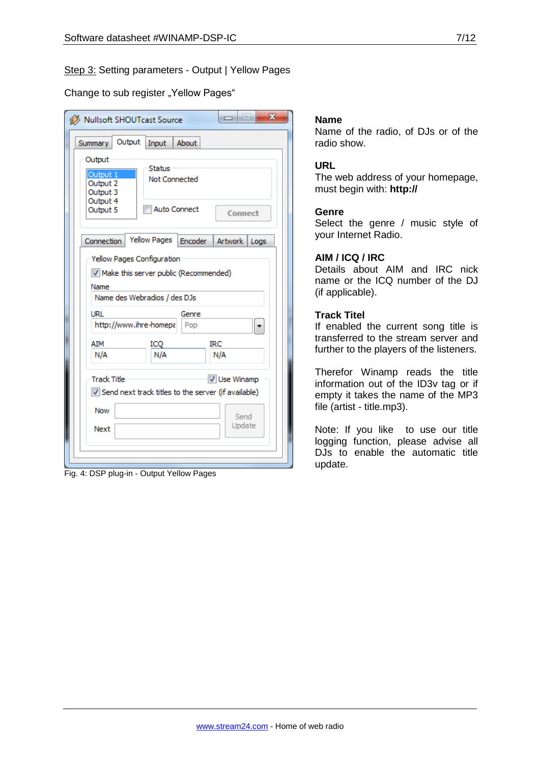Step 3: Setting parameters - Output | Yellow Pages

Change to sub register „Yellow Pages“

Fig. 4: DSP plug-in - Output Yellow Pages

**Name**
Name of the radio, of DJs or of the radio show.

**URL**
The web address of your homepage, must begin with: **http://**

**Genre**
Select the genre / music style of your Internet Radio.

**AIM / ICQ / IRC**
Details about AIM and IRC nick name or the ICQ number of the DJ (if applicable).

**Track Titel**
If enabled the current song title is transferred to the stream server and further to the players of the listeners.

Therefor Winamp reads the title information out of the ID3v tag or if empty it takes the name of the MP3 file (artist - title.mp3).

Note: If you like to use our title logging function, please advise all DJs to enable the automatic title update.

www.stream24.com - Home of web radio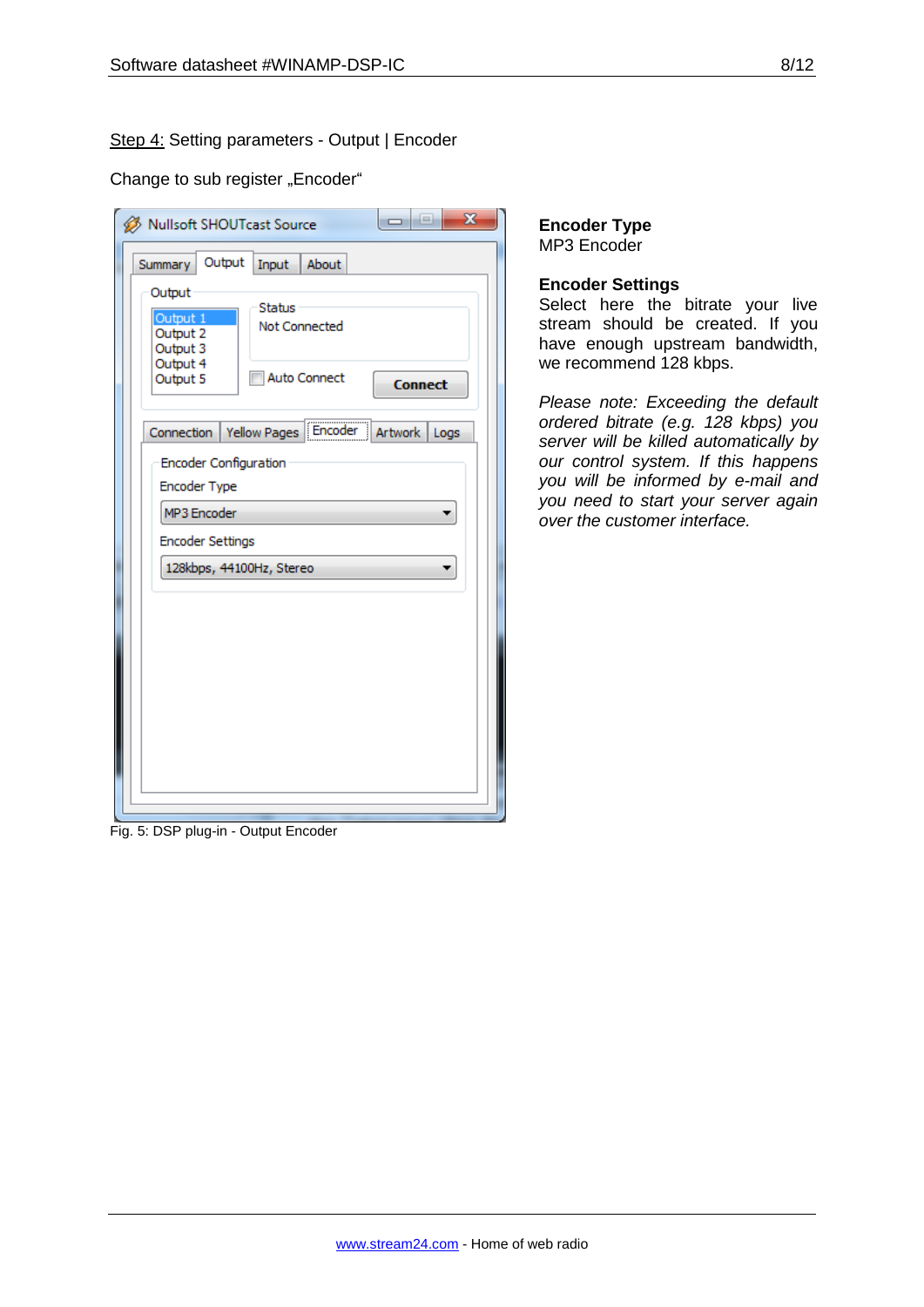Step 4: Setting parameters - Output | Encoder

Change to sub register „Encoder“

Fig. 5: DSP plug-in - Output Encoder

**Encoder Type**
MP3 Encoder

**Encoder Settings**
Select here the bitrate your live stream should be created. If you have enough upstream bandwidth, we recommend 128 kbps.

*Please note: Exceeding the default ordered bitrate (e.g. 128 kbps) you server will be killed automatically by our control system. If this happens you will be informed by e-mail and you need to start your server again over the customer interface.*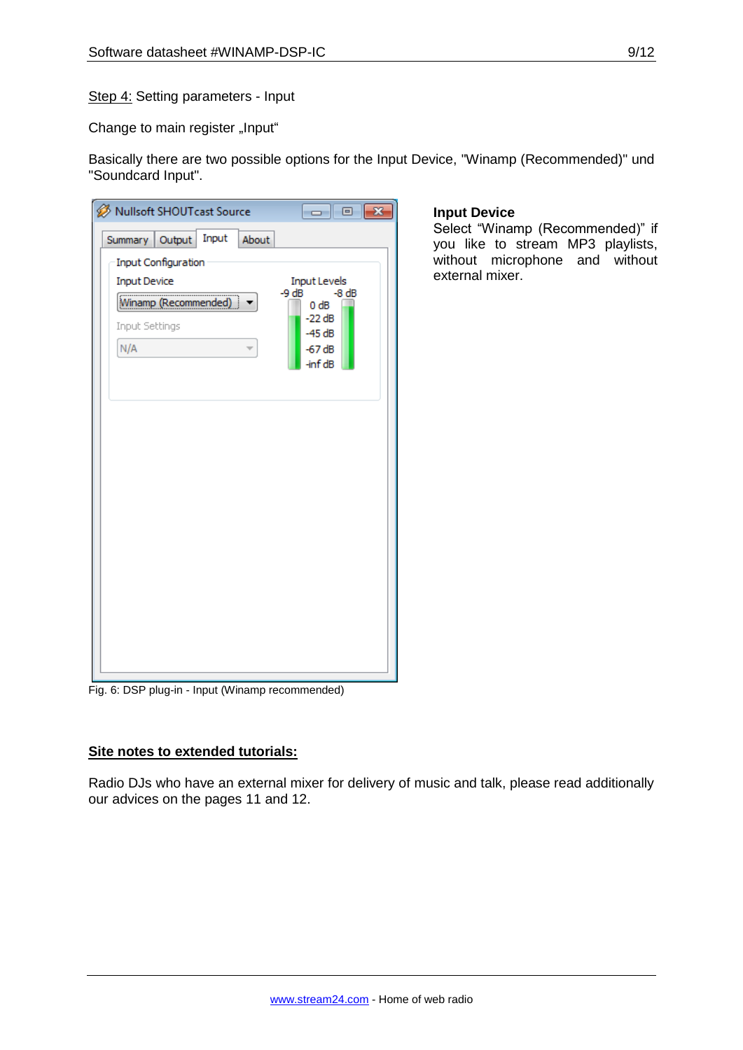Step 4: Setting parameters - Input

Change to main register „Input“

Basically there are two possible options for the Input Device, "Winamp (Recommended)" und "Soundcard Input".

**Input Device**
Select “Winamp (Recommended)” if you like to stream MP3 playlists, without microphone and without external mixer.

Fig. 6: DSP plug-in - Input (Winamp recommended)

**Site notes to extended tutorials:**

Radio DJs who have an external mixer for delivery of music and talk, please read additionally our advices on the pages 11 and 12.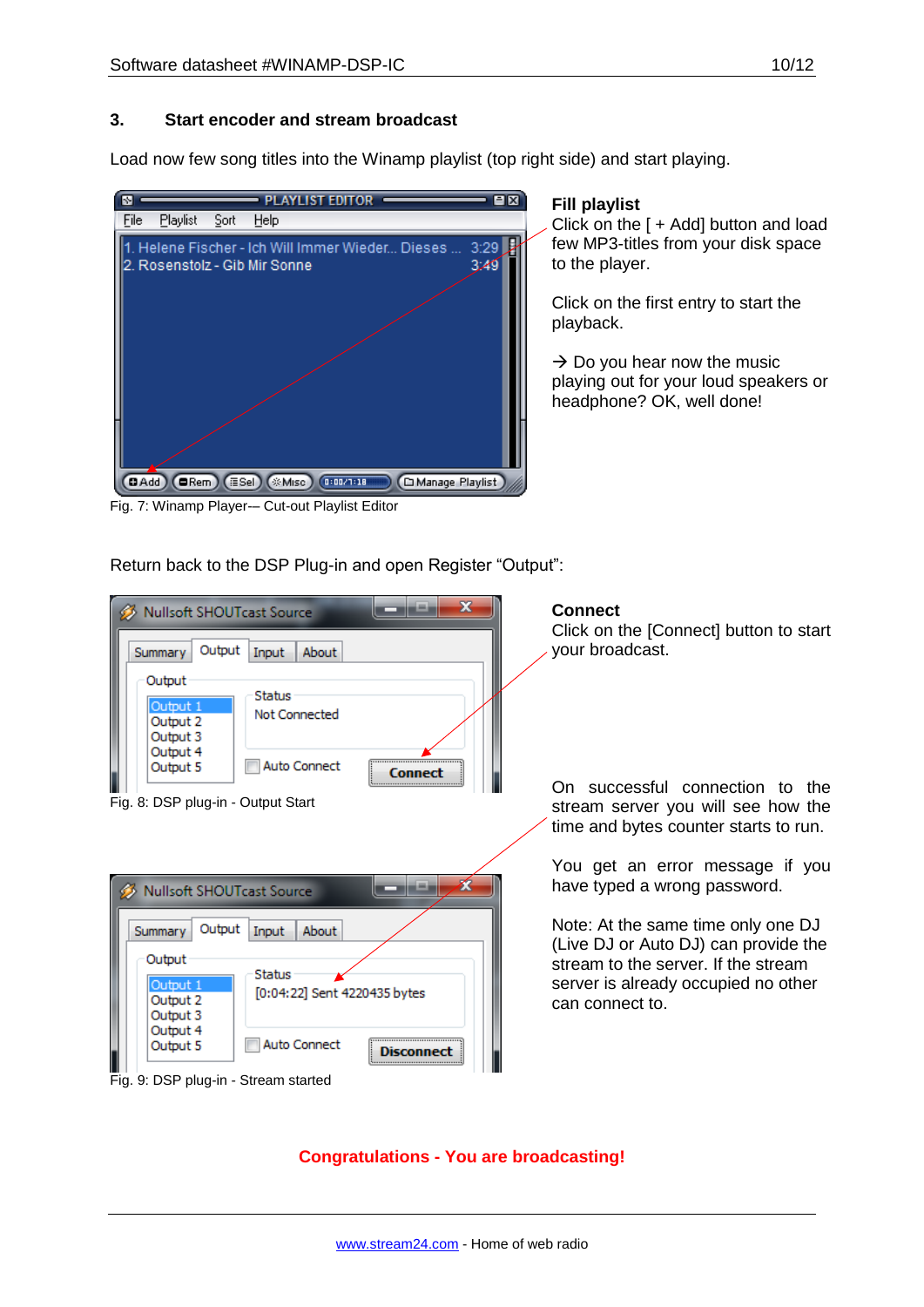## 3. Start encoder and stream broadcast

Load now few song titles into the Winamp playlist (top right side) and start playing.

**Fill playlist**
Click on the [ + Add] button and load few MP3-titles from your disk space to the player.

Click on the first entry to start the playback.

→ Do you hear now the music playing out for your loud speakers or headphone? OK, well done!

Fig. 7: Winamp Player–- Cut-out Playlist Editor

Return back to the DSP Plug-in and open Register "Output":

**Connect**
Click on the [Connect] button to start your broadcast.

Fig. 8: DSP plug-in - Output Start

On successful connection to the stream server you will see how the time and bytes counter starts to run.

You get an error message if you have typed a wrong password.

Note: At the same time only one DJ (Live DJ or Auto DJ) can provide the stream to the server. If the stream server is already occupied no other can connect to.

Fig. 9: DSP plug-in - Stream started

**Congratulations - You are broadcasting!**

www.stream24.com - Home of web radio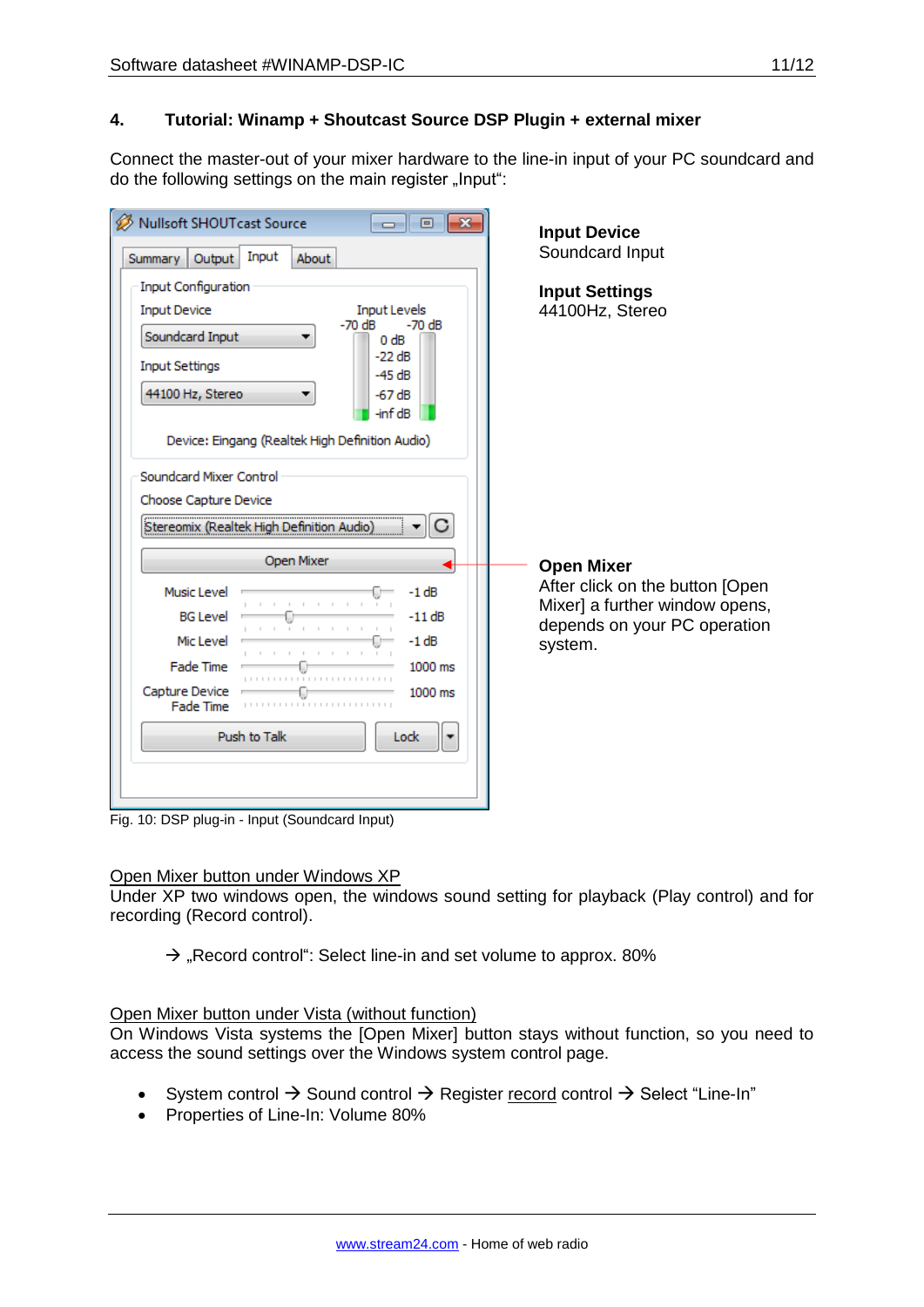## 4. Tutorial: Winamp + Shoutcast Source DSP Plugin + external mixer

Connect the master-out of your mixer hardware to the line-in input of your PC soundcard and do the following settings on the main register „Input“:

**Input Device**
Soundcard Input

**Input Settings**
44100Hz, Stereo

**Open Mixer**
After click on the button [Open Mixer] a further window opens, depends on your PC operation system.

Fig. 10: DSP plug-in - Input (Soundcard Input)

Open Mixer button under Windows XP

Under XP two windows open, the windows sound setting for playback (Play control) and for recording (Record control).

→ „Record control“: Select line-in and set volume to approx. 80%

Open Mixer button under Vista (without function)

On Windows Vista systems the [Open Mixer] button stays without function, so you need to access the sound settings over the Windows system control page.

- System control → Sound control → Register record control → Select “Line-In”
- Properties of Line-In: Volume 80%

www.stream24.com - Home of web radio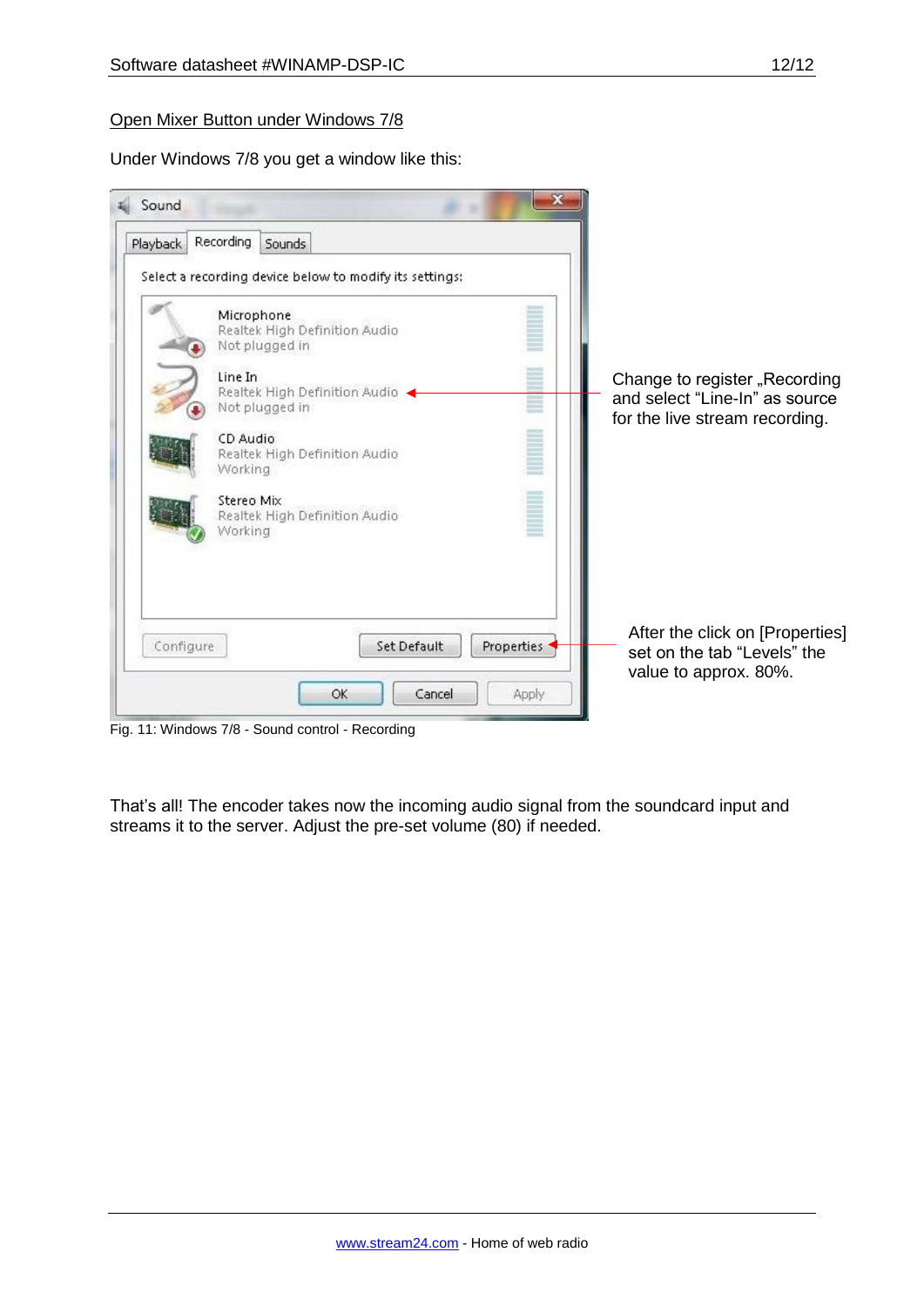Open Mixer Button under Windows 7/8

Under Windows 7/8 you get a window like this:

Change to register „Recording and select "Line-In" as source for the live stream recording.

After the click on [Properties] set on the tab "Levels" the value to approx. 80%.

Fig. 11: Windows 7/8 - Sound control - Recording

That's all! The encoder takes now the incoming audio signal from the soundcard input and streams it to the server. Adjust the pre-set volume (80) if needed.